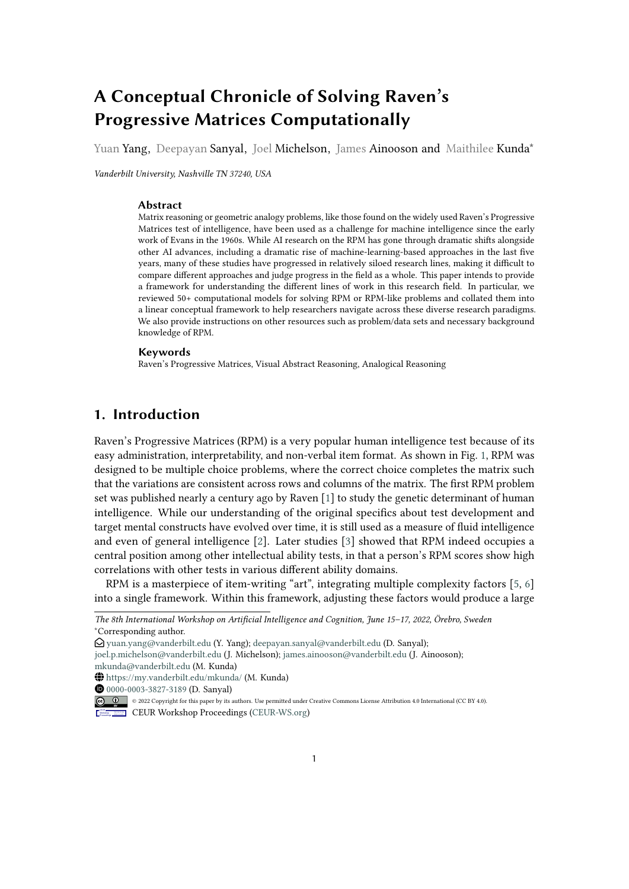# A Conceptual Chronicle of Solving Raven's Progressive Matrices Computationally

Yuan Yang, Deepayan Sanyal, Joel Michelson, James Ainooson and Maithilee Kunda*

*Vanderbilt University, Nashville TN 37240, USA*

## Abstract

Matrix reasoning or geometric analogy problems, like those found on the widely used Raven's Progressive Matrices test of intelligence, have been used as a challenge for machine intelligence since the early work of Evans in the 1960s. While AI research on the RPM has gone through dramatic shifts alongside other AI advances, including a dramatic rise of machine-learning-based approaches in the last five years, many of these studies have progressed in relatively siloed research lines, making it difficult to compare different approaches and judge progress in the field as a whole. This paper intends to provide a framework for understanding the different lines of work in this research field. In particular, we reviewed 50+ computational models for solving RPM or RPM-like problems and collated them into a linear conceptual framework to help researchers navigate across these diverse research paradigms. We also provide instructions on other resources such as problem/data sets and necessary background knowledge of RPM.

## Keywords

Raven's Progressive Matrices, Visual Abstract Reasoning, Analogical Reasoning

## 1. Introduction

Raven's Progressive Matrices (RPM) is a very popular human intelligence test because of its easy administration, interpretability, and non-verbal item format. As shown in Fig. 1, RPM was designed to be multiple choice problems, where the correct choice completes the matrix such that the variations are consistent across rows and columns of the matrix. The first RPM problem set was published nearly a century ago by Raven [1] to study the genetic determinant of human intelligence. While our understanding of the original specifics about test development and target mental constructs have evolved over time, it is still used as a measure of fluid intelligence and even of general intelligence [2]. Later studies [3] showed that RPM indeed occupies a central position among other intellectual ability tests, in that a person's RPM scores show high correlations with other tests in various different ability domains.

RPM is a masterpiece of item-writing "art", integrating multiple complexity factors [5, 6] into a single framework. Within this framework, adjusting these factors would produce a large

---

*The 8th International Workshop on Artificial Intelligence and Cognition, June 15–17, 2022, Örebro, Sweden*
*Corresponding author.
yuan.yang@vanderbilt.edu (Y. Yang); deepayan.sanyal@vanderbilt.edu (D. Sanyal); joel.p.michelson@vanderbilt.edu (J. Michelson); james.ainooson@vanderbilt.edu (J. Ainooson); mkunda@vanderbilt.edu (M. Kunda)
https://my.vanderbilt.edu/mkunda/ (M. Kunda)
0000-0003-3827-3189 (D. Sanyal)
© 2022 Copyright for this paper by its authors. Use permitted under Creative Commons License Attribution 4.0 International (CC BY 4.0).
CEUR Workshop Proceedings (CEUR-WS.org)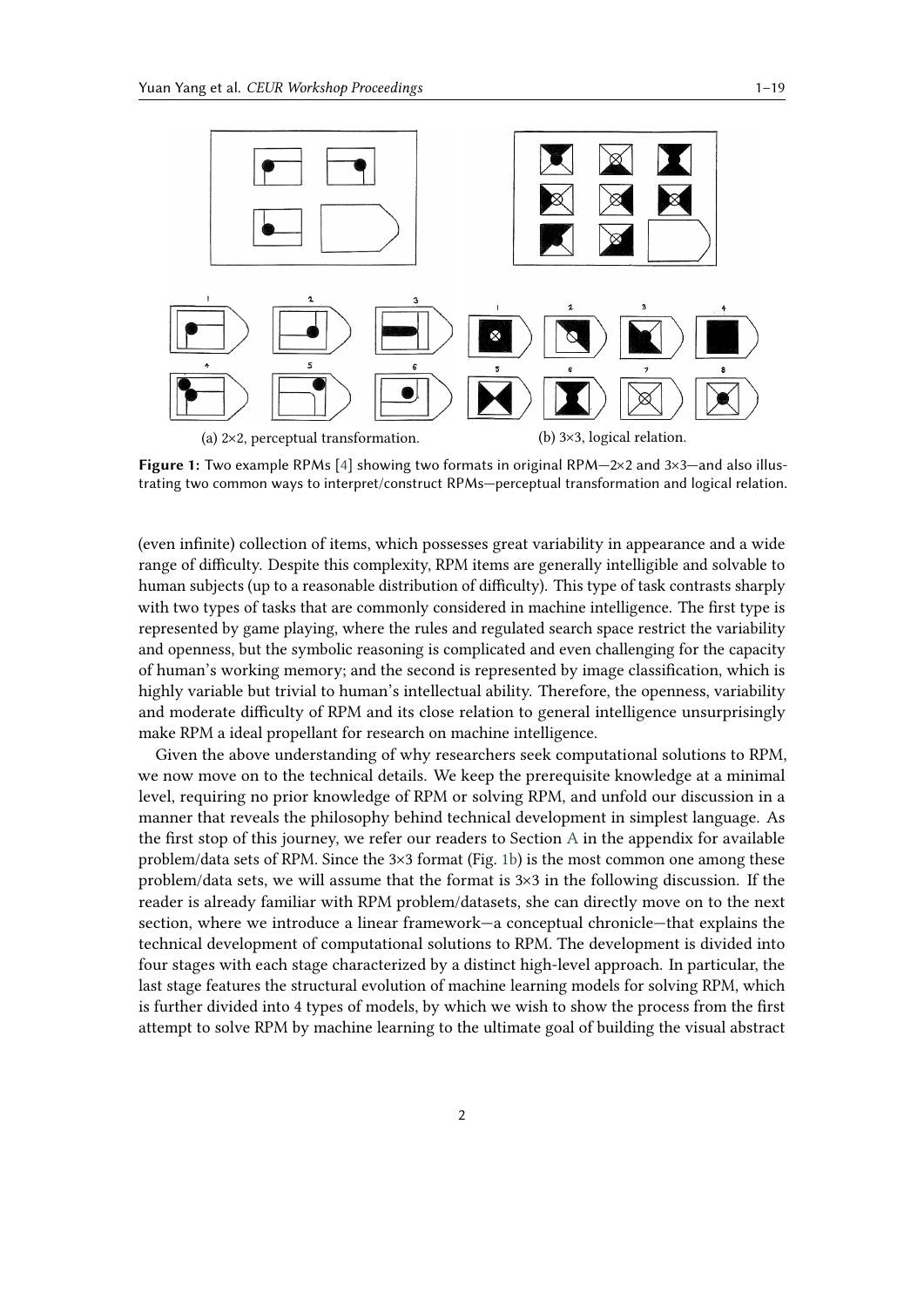(a) 2×2, perceptual transformation.

(b) 3×3, logical relation.

**Figure 1:** Two example RPMs [4] showing two formats in original RPM—2×2 and 3×3—and also illustrating two common ways to interpret/construct RPMs—perceptual transformation and logical relation.

(even infinite) collection of items, which possesses great variability in appearance and a wide range of difficulty. Despite this complexity, RPM items are generally intelligible and solvable to human subjects (up to a reasonable distribution of difficulty). This type of task contrasts sharply with two types of tasks that are commonly considered in machine intelligence. The first type is represented by game playing, where the rules and regulated search space restrict the variability and openness, but the symbolic reasoning is complicated and even challenging for the capacity of human's working memory; and the second is represented by image classification, which is highly variable but trivial to human's intellectual ability. Therefore, the openness, variability and moderate difficulty of RPM and its close relation to general intelligence unsurprisingly make RPM a ideal propellant for research on machine intelligence.

Given the above understanding of why researchers seek computational solutions to RPM, we now move on to the technical details. We keep the prerequisite knowledge at a minimal level, requiring no prior knowledge of RPM or solving RPM, and unfold our discussion in a manner that reveals the philosophy behind technical development in simplest language. As the first stop of this journey, we refer our readers to Section A in the appendix for available problem/data sets of RPM. Since the 3×3 format (Fig. 1b) is the most common one among these problem/data sets, we will assume that the format is 3×3 in the following discussion. If the reader is already familiar with RPM problem/datasets, she can directly move on to the next section, where we introduce a linear framework—a conceptual chronicle—that explains the technical development of computational solutions to RPM. The development is divided into four stages with each stage characterized by a distinct high-level approach. In particular, the last stage features the structural evolution of machine learning models for solving RPM, which is further divided into 4 types of models, by which we wish to show the process from the first attempt to solve RPM by machine learning to the ultimate goal of building the visual abstract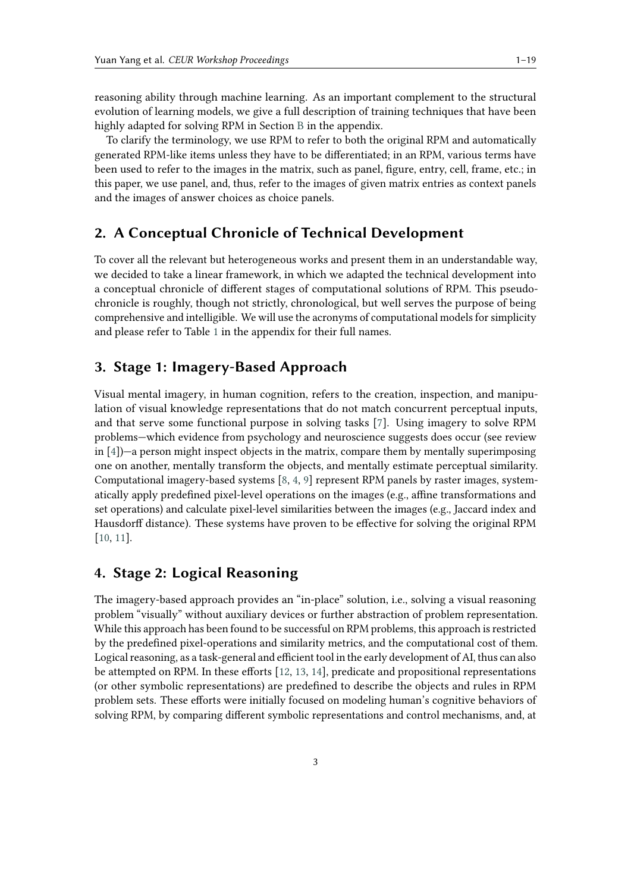reasoning ability through machine learning. As an important complement to the structural evolution of learning models, we give a full description of training techniques that have been highly adapted for solving RPM in Section B in the appendix.

To clarify the terminology, we use RPM to refer to both the original RPM and automatically generated RPM-like items unless they have to be differentiated; in an RPM, various terms have been used to refer to the images in the matrix, such as panel, figure, entry, cell, frame, etc.; in this paper, we use panel, and, thus, refer to the images of given matrix entries as context panels and the images of answer choices as choice panels.

## 2. A Conceptual Chronicle of Technical Development

To cover all the relevant but heterogeneous works and present them in an understandable way, we decided to take a linear framework, in which we adapted the technical development into a conceptual chronicle of different stages of computational solutions of RPM. This pseudo-chronicle is roughly, though not strictly, chronological, but well serves the purpose of being comprehensive and intelligible. We will use the acronyms of computational models for simplicity and please refer to Table 1 in the appendix for their full names.

## 3. Stage 1: Imagery-Based Approach

Visual mental imagery, in human cognition, refers to the creation, inspection, and manipulation of visual knowledge representations that do not match concurrent perceptual inputs, and that serve some functional purpose in solving tasks [7]. Using imagery to solve RPM problems—which evidence from psychology and neuroscience suggests does occur (see review in [4])—a person might inspect objects in the matrix, compare them by mentally superimposing one on another, mentally transform the objects, and mentally estimate perceptual similarity. Computational imagery-based systems [8, 4, 9] represent RPM panels by raster images, systematically apply predefined pixel-level operations on the images (e.g., affine transformations and set operations) and calculate pixel-level similarities between the images (e.g., Jaccard index and Hausdorff distance). These systems have proven to be effective for solving the original RPM [10, 11].

## 4. Stage 2: Logical Reasoning

The imagery-based approach provides an "in-place" solution, i.e., solving a visual reasoning problem "visually" without auxiliary devices or further abstraction of problem representation. While this approach has been found to be successful on RPM problems, this approach is restricted by the predefined pixel-operations and similarity metrics, and the computational cost of them. Logical reasoning, as a task-general and efficient tool in the early development of AI, thus can also be attempted on RPM. In these efforts [12, 13, 14], predicate and propositional representations (or other symbolic representations) are predefined to describe the objects and rules in RPM problem sets. These efforts were initially focused on modeling human's cognitive behaviors of solving RPM, by comparing different symbolic representations and control mechanisms, and, at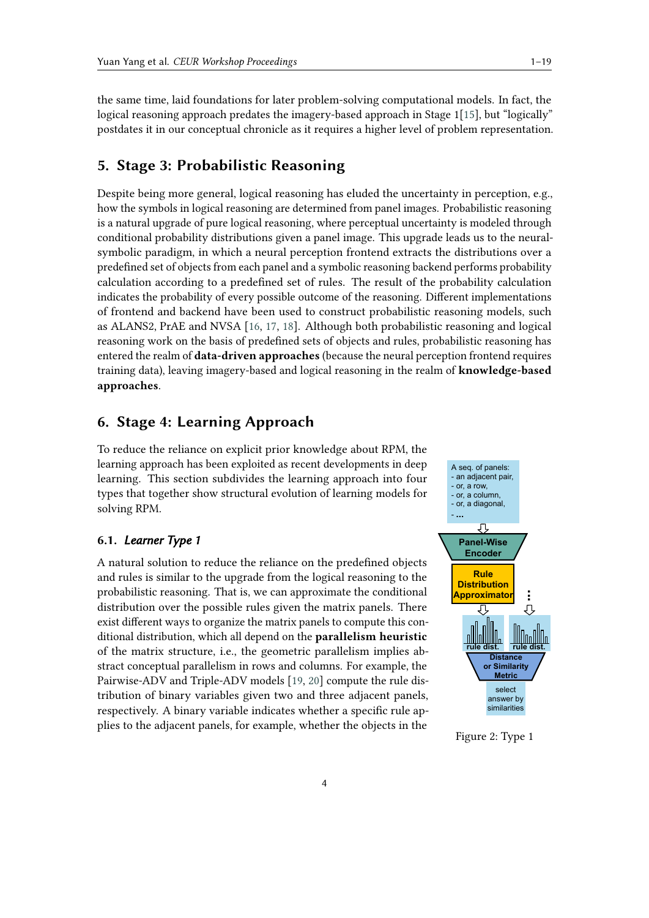the same time, laid foundations for later problem-solving computational models. In fact, the logical reasoning approach predates the imagery-based approach in Stage 1[15], but "logically" postdates it in our conceptual chronicle as it requires a higher level of problem representation.

## 5. Stage 3: Probabilistic Reasoning

Despite being more general, logical reasoning has eluded the uncertainty in perception, e.g., how the symbols in logical reasoning are determined from panel images. Probabilistic reasoning is a natural upgrade of pure logical reasoning, where perceptual uncertainty is modeled through conditional probability distributions given a panel image. This upgrade leads us to the neural-symbolic paradigm, in which a neural perception frontend extracts the distributions over a predefined set of objects from each panel and a symbolic reasoning backend performs probability calculation according to a predefined set of rules. The result of the probability calculation indicates the probability of every possible outcome of the reasoning. Different implementations of frontend and backend have been used to construct probabilistic reasoning models, such as ALANS2, PrAE and NVSA [16, 17, 18]. Although both probabilistic reasoning and logical reasoning work on the basis of predefined sets of objects and rules, probabilistic reasoning has entered the realm of **data-driven approaches** (because the neural perception frontend requires training data), leaving imagery-based and logical reasoning in the realm of **knowledge-based approaches**.

## 6. Stage 4: Learning Approach

To reduce the reliance on explicit prior knowledge about RPM, the learning approach has been exploited as recent developments in deep learning. This section subdivides the learning approach into four types that together show structural evolution of learning models for solving RPM.

### 6.1. *Learner Type 1*

A natural solution to reduce the reliance on the predefined objects and rules is similar to the upgrade from the logical reasoning to the probabilistic reasoning. That is, we can approximate the conditional distribution over the possible rules given the matrix panels. There exist different ways to organize the matrix panels to compute this conditional distribution, which all depend on the **parallelism heuristic** of the matrix structure, i.e., the geometric parallelism implies abstract conceptual parallelism in rows and columns. For example, the Pairwise-ADV and Triple-ADV models [19, 20] compute the rule distribution of binary variables given two and three adjacent panels, respectively. A binary variable indicates whether a specific rule applies to the adjacent panels, for example, whether the objects in the

Figure 2: Type 1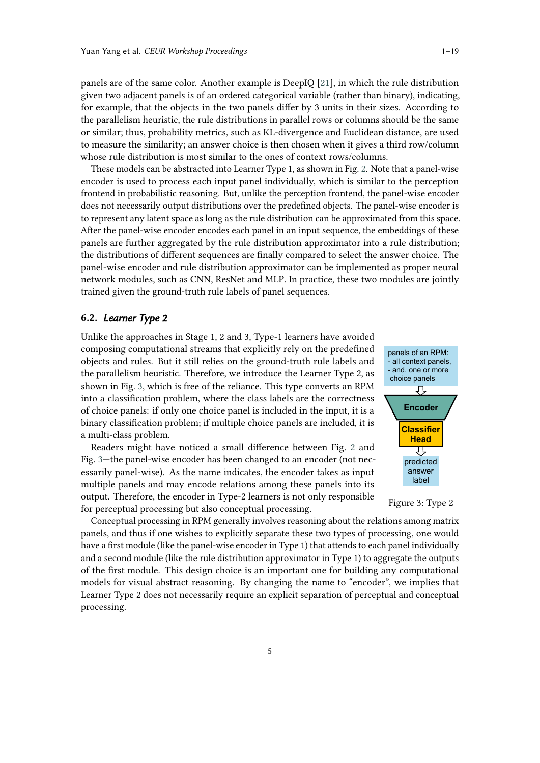panels are of the same color. Another example is DeepIQ [21], in which the rule distribution given two adjacent panels is of an ordered categorical variable (rather than binary), indicating, for example, that the objects in the two panels differ by 3 units in their sizes. According to the parallelism heuristic, the rule distributions in parallel rows or columns should be the same or similar; thus, probability metrics, such as KL-divergence and Euclidean distance, are used to measure the similarity; an answer choice is then chosen when it gives a third row/column whose rule distribution is most similar to the ones of context rows/columns.

These models can be abstracted into Learner Type 1, as shown in Fig. 2. Note that a panel-wise encoder is used to process each input panel individually, which is similar to the perception frontend in probabilistic reasoning. But, unlike the perception frontend, the panel-wise encoder does not necessarily output distributions over the predefined objects. The panel-wise encoder is to represent any latent space as long as the rule distribution can be approximated from this space. After the panel-wise encoder encodes each panel in an input sequence, the embeddings of these panels are further aggregated by the rule distribution approximator into a rule distribution; the distributions of different sequences are finally compared to select the answer choice. The panel-wise encoder and rule distribution approximator can be implemented as proper neural network modules, such as CNN, ResNet and MLP. In practice, these two modules are jointly trained given the ground-truth rule labels of panel sequences.

### 6.2. *Learner Type 2*

Unlike the approaches in Stage 1, 2 and 3, Type-1 learners have avoided composing computational streams that explicitly rely on the predefined objects and rules. But it still relies on the ground-truth rule labels and the parallelism heuristic. Therefore, we introduce the Learner Type 2, as shown in Fig. 3, which is free of the reliance. This type converts an RPM into a classification problem, where the class labels are the correctness of choice panels: if only one choice panel is included in the input, it is a binary classification problem; if multiple choice panels are included, it is a multi-class problem.

panels of an RPM:
- all context panels,
- and, one or more choice panels

Encoder

Classifier Head

predicted answer label

Figure 3: Type 2

Readers might have noticed a small difference between Fig. 2 and Fig. 3—the panel-wise encoder has been changed to an encoder (not necessarily panel-wise). As the name indicates, the encoder takes as input multiple panels and may encode relations among these panels into its output. Therefore, the encoder in Type-2 learners is not only responsible for perceptual processing but also conceptual processing.

Conceptual processing in RPM generally involves reasoning about the relations among matrix panels, and thus if one wishes to explicitly separate these two types of processing, one would have a first module (like the panel-wise encoder in Type 1) that attends to each panel individually and a second module (like the rule distribution approximator in Type 1) to aggregate the outputs of the first module. This design choice is an important one for building any computational models for visual abstract reasoning. By changing the name to "encoder", we implies that Learner Type 2 does not necessarily require an explicit separation of perceptual and conceptual processing.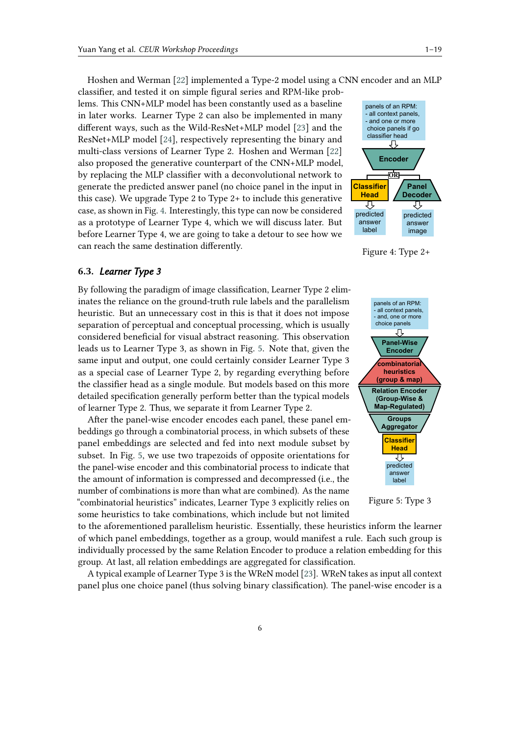Hoshen and Werman [22] implemented a Type-2 model using a CNN encoder and an MLP classifier, and tested it on simple figural series and RPM-like problems. This CNN+MLP model has been constantly used as a baseline in later works. Learner Type 2 can also be implemented in many different ways, such as the Wild-ResNet+MLP model [23] and the ResNet+MLP model [24], respectively representing the binary and multi-class versions of Learner Type 2. Hoshen and Werman [22] also proposed the generative counterpart of the CNN+MLP model, by replacing the MLP classifier with a deconvolutional network to generate the predicted answer panel (no choice panel in the input in this case). We upgrade Type 2 to Type 2+ to include this generative case, as shown in Fig. 4. Interestingly, this type can now be considered as a prototype of Learner Type 4, which we will discuss later. But before Learner Type 4, we are going to take a detour to see how we can reach the same destination differently.

Figure 4: Type 2+

### 6.3. *Learner Type 3*

By following the paradigm of image classification, Learner Type 2 eliminates the reliance on the ground-truth rule labels and the parallelism heuristic. But an unnecessary cost in this is that it does not impose separation of perceptual and conceptual processing, which is usually considered beneficial for visual abstract reasoning. This observation leads us to Learner Type 3, as shown in Fig. 5. Note that, given the same input and output, one could certainly consider Learner Type 3 as a special case of Learner Type 2, by regarding everything before the classifier head as a single module. But models based on this more detailed specification generally perform better than the typical models of learner Type 2. Thus, we separate it from Learner Type 2.

After the panel-wise encoder encodes each panel, these panel embeddings go through a combinatorial process, in which subsets of these panel embeddings are selected and fed into next module subset by subset. In Fig. 5, we use two trapezoids of opposite orientations for the panel-wise encoder and this combinatorial process to indicate that the amount of information is compressed and decompressed (i.e., the number of combinations is more than what are combined). As the name "combinatorial heuristics" indicates, Learner Type 3 explicitly relies on some heuristics to take combinations, which include but not limited to the aforementioned parallelism heuristic. Essentially, these heuristics inform the learner of which panel embeddings, together as a group, would manifest a rule. Each such group is individually processed by the same Relation Encoder to produce a relation embedding for this group. At last, all relation embeddings are aggregated for classification.

Figure 5: Type 3

A typical example of Learner Type 3 is the WReN model [23]. WReN takes as input all context panel plus one choice panel (thus solving binary classification). The panel-wise encoder is a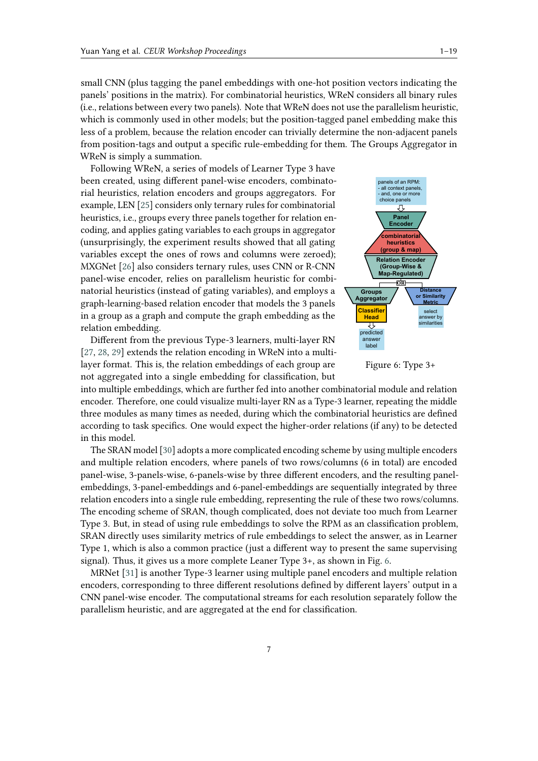small CNN (plus tagging the panel embeddings with one-hot position vectors indicating the panels' positions in the matrix). For combinatorial heuristics, WReN considers all binary rules (i.e., relations between every two panels). Note that WReN does not use the parallelism heuristic, which is commonly used in other models; but the position-tagged panel embedding make this less of a problem, because the relation encoder can trivially determine the non-adjacent panels from position-tags and output a specific rule-embedding for them. The Groups Aggregator in WReN is simply a summation.

Following WReN, a series of models of Learner Type 3 have been created, using different panel-wise encoders, combinatorial heuristics, relation encoders and groups aggregators. For example, LEN [25] considers only ternary rules for combinatorial heuristics, i.e., groups every three panels together for relation encoding, and applies gating variables to each groups in aggregator (unsurprisingly, the experiment results showed that all gating variables except the ones of rows and columns were zeroed); MXGNet [26] also considers ternary rules, uses CNN or R-CNN panel-wise encoder, relies on parallelism heuristic for combinatorial heuristics (instead of gating variables), and employs a graph-learning-based relation encoder that models the 3 panels in a group as a graph and compute the graph embedding as the relation embedding.

Different from the previous Type-3 learners, multi-layer RN [27, 28, 29] extends the relation encoding in WReN into a multi-layer format. This is, the relation embeddings of each group are not aggregated into a single embedding for classification, but into multiple embeddings, which are further fed into another combinatorial module and relation encoder. Therefore, one could visualize multi-layer RN as a Type-3 learner, repeating the middle three modules as many times as needed, during which the combinatorial heuristics are defined according to task specifics. One would expect the higher-order relations (if any) to be detected in this model.

panels of an RPM:
- all context panels,
- and, one or more choice panels

Panel Encoder

combinatorial heuristics (group & map)

Relation Encoder (Group-Wise & Map-Regulated)

OR

Groups Aggregator

Distance or Similarity Metric

Classifier Head

select answer by similarities

predicted answer label

Figure 6: Type 3+

The SRAN model [30] adopts a more complicated encoding scheme by using multiple encoders and multiple relation encoders, where panels of two rows/columns (6 in total) are encoded panel-wise, 3-panels-wise, 6-panels-wise by three different encoders, and the resulting panel-embeddings, 3-panel-embeddings and 6-panel-embeddings are sequentially integrated by three relation encoders into a single rule embedding, representing the rule of these two rows/columns. The encoding scheme of SRAN, though complicated, does not deviate too much from Learner Type 3. But, in stead of using rule embeddings to solve the RPM as an classification problem, SRAN directly uses similarity metrics of rule embeddings to select the answer, as in Learner Type 1, which is also a common practice (just a different way to present the same supervising signal). Thus, it gives us a more complete Leaner Type 3+, as shown in Fig. 6.

MRNet [31] is another Type-3 learner using multiple panel encoders and multiple relation encoders, corresponding to three different resolutions defined by different layers' output in a CNN panel-wise encoder. The computational streams for each resolution separately follow the parallelism heuristic, and are aggregated at the end for classification.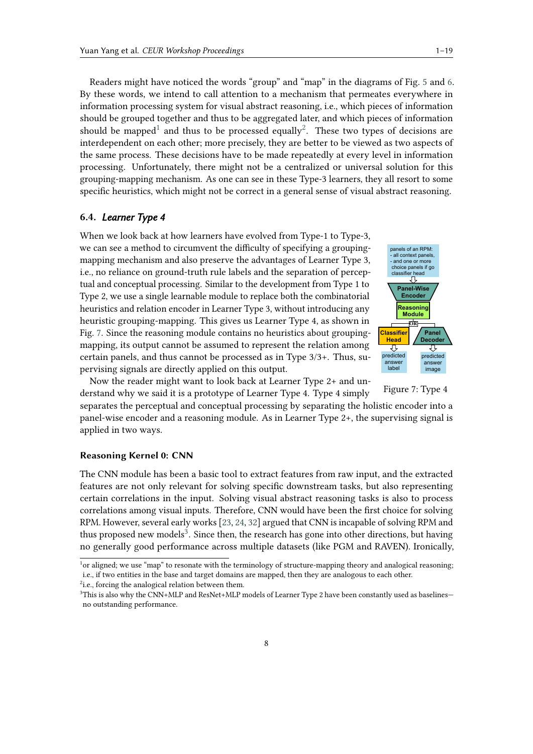Readers might have noticed the words “group” and “map” in the diagrams of Fig. 5 and 6. By these words, we intend to call attention to a mechanism that permeates everywhere in information processing system for visual abstract reasoning, i.e., which pieces of information should be grouped together and thus to be aggregated later, and which pieces of information should be mapped[1] and thus to be processed equally[2]. These two types of decisions are interdependent on each other; more precisely, they are better to be viewed as two aspects of the same process. These decisions have to be made repeatedly at every level in information processing. Unfortunately, there might not be a centralized or universal solution for this grouping-mapping mechanism. As one can see in these Type-3 learners, they all resort to some specific heuristics, which might not be correct in a general sense of visual abstract reasoning.

### 6.4. *Learner Type 4*

When we look back at how learners have evolved from Type-1 to Type-3, we can see a method to circumvent the difficulty of specifying a grouping-mapping mechanism and also preserve the advantages of Learner Type 3, i.e., no reliance on ground-truth rule labels and the separation of perceptual and conceptual processing. Similar to the development from Type 1 to Type 2, we use a single learnable module to replace both the combinatorial heuristics and relation encoder in Learner Type 3, without introducing any heuristic grouping-mapping. This gives us Learner Type 4, as shown in Fig. 7. Since the reasoning module contains no heuristics about grouping-mapping, its output cannot be assumed to represent the relation among certain panels, and thus cannot be processed as in Type 3/3+. Thus, supervising signals are directly applied on this output.

panels of an RPM:
- all context panels,
- and one or more choice panels if go classifier head

Panel-Wise Encoder → Reasoning Module → OR → Classifier Head → predicted answer label; Panel Decoder → predicted answer image

Figure 7: Type 4

Now the reader might want to look back at Learner Type 2+ and understand why we said it is a prototype of Learner Type 4. Type 4 simply separates the perceptual and conceptual processing by separating the holistic encoder into a panel-wise encoder and a reasoning module. As in Learner Type 2+, the supervising signal is applied in two ways.

#### Reasoning Kernel 0: CNN

The CNN module has been a basic tool to extract features from raw input, and the extracted features are not only relevant for solving specific downstream tasks, but also representing certain correlations in the input. Solving visual abstract reasoning tasks is also to process correlations among visual inputs. Therefore, CNN would have been the first choice for solving RPM. However, several early works [23, 24, 32] argued that CNN is incapable of solving RPM and thus proposed new models[3]. Since then, the research has gone into other directions, but having no generally good performance across multiple datasets (like PGM and RAVEN). Ironically,

---

[1] or aligned; we use “map” to resonate with the terminology of structure-mapping theory and analogical reasoning; i.e., if two entities in the base and target domains are mapped, then they are analogous to each other.

[2] i.e., forcing the analogical relation between them.

[3] This is also why the CNN+MLP and ResNet+MLP models of Learner Type 2 have been constantly used as baselines—no outstanding performance.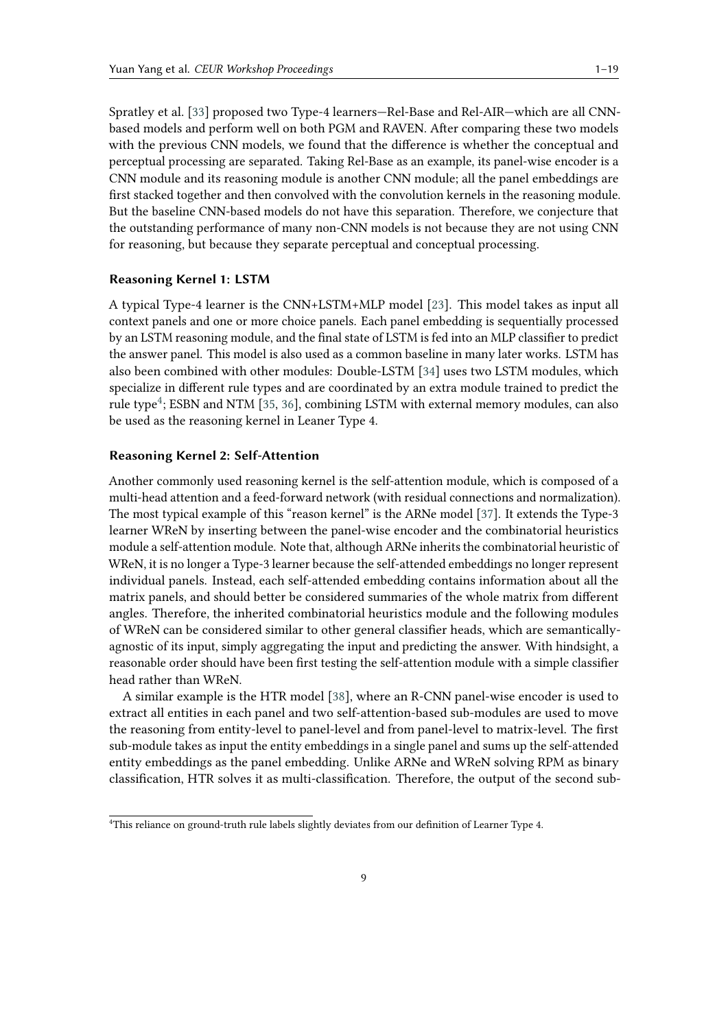Spratley et al. [33] proposed two Type-4 learners—Rel-Base and Rel-AIR—which are all CNN-based models and perform well on both PGM and RAVEN. After comparing these two models with the previous CNN models, we found that the difference is whether the conceptual and perceptual processing are separated. Taking Rel-Base as an example, its panel-wise encoder is a CNN module and its reasoning module is another CNN module; all the panel embeddings are first stacked together and then convolved with the convolution kernels in the reasoning module. But the baseline CNN-based models do not have this separation. Therefore, we conjecture that the outstanding performance of many non-CNN models is not because they are not using CNN for reasoning, but because they separate perceptual and conceptual processing.

#### Reasoning Kernel 1: LSTM

A typical Type-4 learner is the CNN+LSTM+MLP model [23]. This model takes as input all context panels and one or more choice panels. Each panel embedding is sequentially processed by an LSTM reasoning module, and the final state of LSTM is fed into an MLP classifier to predict the answer panel. This model is also used as a common baseline in many later works. LSTM has also been combined with other modules: Double-LSTM [34] uses two LSTM modules, which specialize in different rule types and are coordinated by an extra module trained to predict the rule type[4]; ESBN and NTM [35, 36], combining LSTM with external memory modules, can also be used as the reasoning kernel in Leaner Type 4.

#### Reasoning Kernel 2: Self-Attention

Another commonly used reasoning kernel is the self-attention module, which is composed of a multi-head attention and a feed-forward network (with residual connections and normalization). The most typical example of this "reason kernel" is the ARNe model [37]. It extends the Type-3 learner WReN by inserting between the panel-wise encoder and the combinatorial heuristics module a self-attention module. Note that, although ARNe inherits the combinatorial heuristic of WReN, it is no longer a Type-3 learner because the self-attended embeddings no longer represent individual panels. Instead, each self-attended embedding contains information about all the matrix panels, and should better be considered summaries of the whole matrix from different angles. Therefore, the inherited combinatorial heuristics module and the following modules of WReN can be considered similar to other general classifier heads, which are semantically-agnostic of its input, simply aggregating the input and predicting the answer. With hindsight, a reasonable order should have been first testing the self-attention module with a simple classifier head rather than WReN.

A similar example is the HTR model [38], where an R-CNN panel-wise encoder is used to extract all entities in each panel and two self-attention-based sub-modules are used to move the reasoning from entity-level to panel-level and from panel-level to matrix-level. The first sub-module takes as input the entity embeddings in a single panel and sums up the self-attended entity embeddings as the panel embedding. Unlike ARNe and WReN solving RPM as binary classification, HTR solves it as multi-classification. Therefore, the output of the second sub-

[4]This reliance on ground-truth rule labels slightly deviates from our definition of Learner Type 4.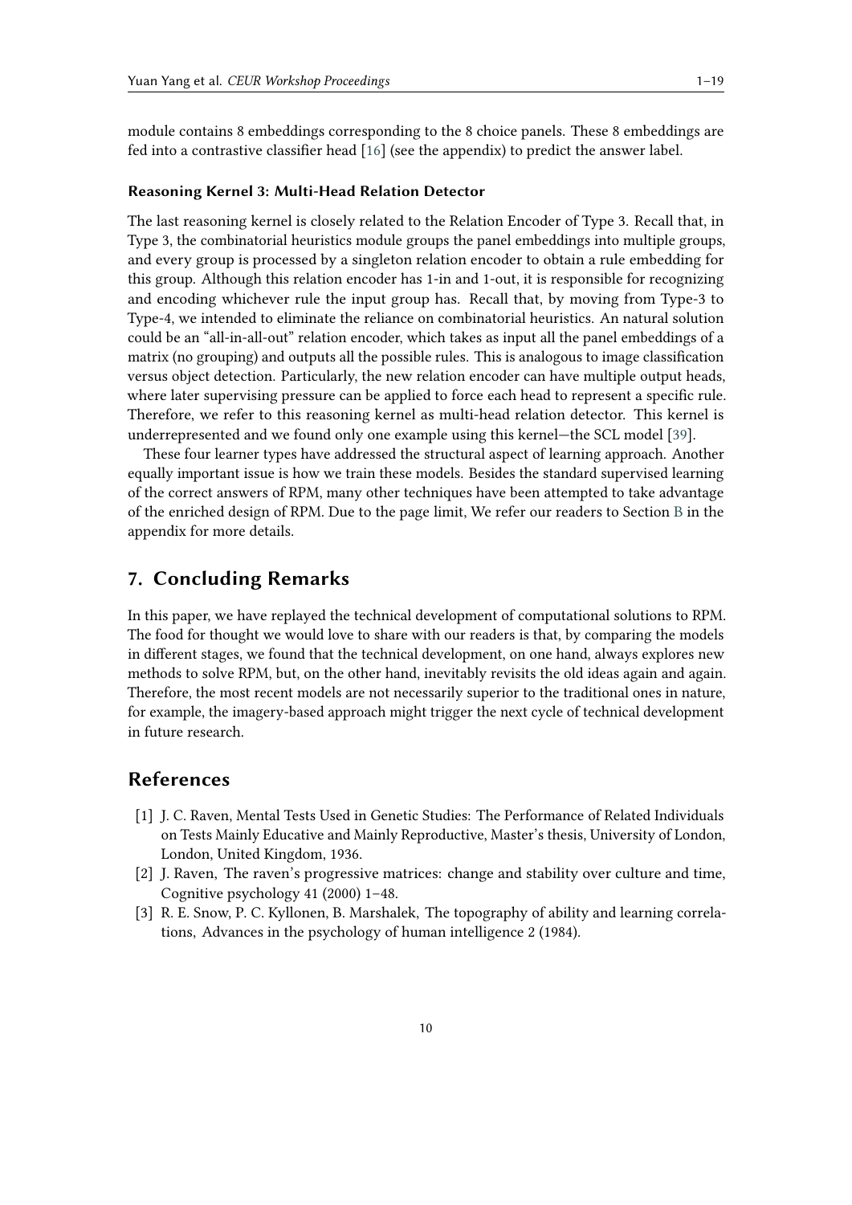module contains 8 embeddings corresponding to the 8 choice panels. These 8 embeddings are fed into a contrastive classifier head [16] (see the appendix) to predict the answer label.

#### Reasoning Kernel 3: Multi-Head Relation Detector

The last reasoning kernel is closely related to the Relation Encoder of Type 3. Recall that, in Type 3, the combinatorial heuristics module groups the panel embeddings into multiple groups, and every group is processed by a singleton relation encoder to obtain a rule embedding for this group. Although this relation encoder has 1-in and 1-out, it is responsible for recognizing and encoding whichever rule the input group has. Recall that, by moving from Type-3 to Type-4, we intended to eliminate the reliance on combinatorial heuristics. An natural solution could be an "all-in-all-out" relation encoder, which takes as input all the panel embeddings of a matrix (no grouping) and outputs all the possible rules. This is analogous to image classification versus object detection. Particularly, the new relation encoder can have multiple output heads, where later supervising pressure can be applied to force each head to represent a specific rule. Therefore, we refer to this reasoning kernel as multi-head relation detector. This kernel is underrepresented and we found only one example using this kernel—the SCL model [39].

These four learner types have addressed the structural aspect of learning approach. Another equally important issue is how we train these models. Besides the standard supervised learning of the correct answers of RPM, many other techniques have been attempted to take advantage of the enriched design of RPM. Due to the page limit, We refer our readers to Section B in the appendix for more details.

## 7. Concluding Remarks

In this paper, we have replayed the technical development of computational solutions to RPM. The food for thought we would love to share with our readers is that, by comparing the models in different stages, we found that the technical development, on one hand, always explores new methods to solve RPM, but, on the other hand, inevitably revisits the old ideas again and again. Therefore, the most recent models are not necessarily superior to the traditional ones in nature, for example, the imagery-based approach might trigger the next cycle of technical development in future research.

## References

[1] J. C. Raven, Mental Tests Used in Genetic Studies: The Performance of Related Individuals on Tests Mainly Educative and Mainly Reproductive, Master's thesis, University of London, London, United Kingdom, 1936.

[2] J. Raven, The raven's progressive matrices: change and stability over culture and time, Cognitive psychology 41 (2000) 1–48.

[3] R. E. Snow, P. C. Kyllonen, B. Marshalek, The topography of ability and learning correlations, Advances in the psychology of human intelligence 2 (1984).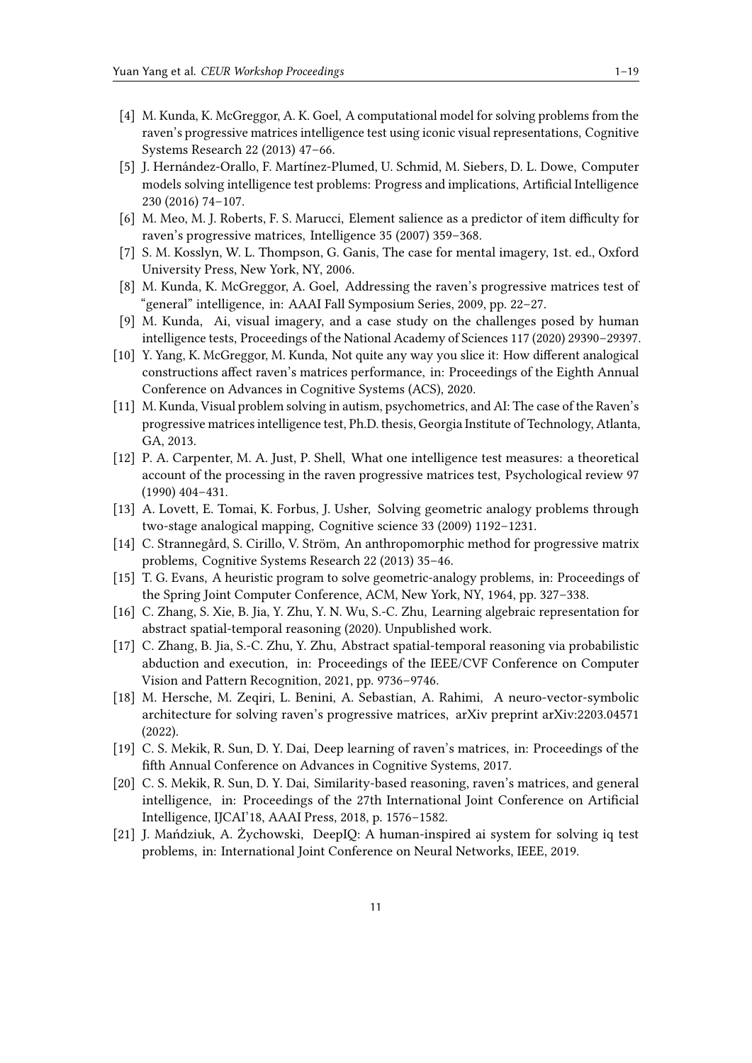[4] M. Kunda, K. McGreggor, A. K. Goel, A computational model for solving problems from the raven's progressive matrices intelligence test using iconic visual representations, Cognitive Systems Research 22 (2013) 47–66.

[5] J. Hernández-Orallo, F. Martínez-Plumed, U. Schmid, M. Siebers, D. L. Dowe, Computer models solving intelligence test problems: Progress and implications, Artificial Intelligence 230 (2016) 74–107.

[6] M. Meo, M. J. Roberts, F. S. Marucci, Element salience as a predictor of item difficulty for raven's progressive matrices, Intelligence 35 (2007) 359–368.

[7] S. M. Kosslyn, W. L. Thompson, G. Ganis, The case for mental imagery, 1st. ed., Oxford University Press, New York, NY, 2006.

[8] M. Kunda, K. McGreggor, A. Goel, Addressing the raven's progressive matrices test of "general" intelligence, in: AAAI Fall Symposium Series, 2009, pp. 22–27.

[9] M. Kunda, Ai, visual imagery, and a case study on the challenges posed by human intelligence tests, Proceedings of the National Academy of Sciences 117 (2020) 29390–29397.

[10] Y. Yang, K. McGreggor, M. Kunda, Not quite any way you slice it: How different analogical constructions affect raven's matrices performance, in: Proceedings of the Eighth Annual Conference on Advances in Cognitive Systems (ACS), 2020.

[11] M. Kunda, Visual problem solving in autism, psychometrics, and AI: The case of the Raven's progressive matrices intelligence test, Ph.D. thesis, Georgia Institute of Technology, Atlanta, GA, 2013.

[12] P. A. Carpenter, M. A. Just, P. Shell, What one intelligence test measures: a theoretical account of the processing in the raven progressive matrices test, Psychological review 97 (1990) 404–431.

[13] A. Lovett, E. Tomai, K. Forbus, J. Usher, Solving geometric analogy problems through two-stage analogical mapping, Cognitive science 33 (2009) 1192–1231.

[14] C. Strannegård, S. Cirillo, V. Ström, An anthropomorphic method for progressive matrix problems, Cognitive Systems Research 22 (2013) 35–46.

[15] T. G. Evans, A heuristic program to solve geometric-analogy problems, in: Proceedings of the Spring Joint Computer Conference, ACM, New York, NY, 1964, pp. 327–338.

[16] C. Zhang, S. Xie, B. Jia, Y. Zhu, Y. N. Wu, S.-C. Zhu, Learning algebraic representation for abstract spatial-temporal reasoning (2020). Unpublished work.

[17] C. Zhang, B. Jia, S.-C. Zhu, Y. Zhu, Abstract spatial-temporal reasoning via probabilistic abduction and execution, in: Proceedings of the IEEE/CVF Conference on Computer Vision and Pattern Recognition, 2021, pp. 9736–9746.

[18] M. Hersche, M. Zeqiri, L. Benini, A. Sebastian, A. Rahimi, A neuro-vector-symbolic architecture for solving raven's progressive matrices, arXiv preprint arXiv:2203.04571 (2022).

[19] C. S. Mekik, R. Sun, D. Y. Dai, Deep learning of raven's matrices, in: Proceedings of the fifth Annual Conference on Advances in Cognitive Systems, 2017.

[20] C. S. Mekik, R. Sun, D. Y. Dai, Similarity-based reasoning, raven's matrices, and general intelligence, in: Proceedings of the 27th International Joint Conference on Artificial Intelligence, IJCAI'18, AAAI Press, 2018, p. 1576–1582.

[21] J. Mańdziuk, A. Żychowski, DeepIQ: A human-inspired ai system for solving iq test problems, in: International Joint Conference on Neural Networks, IEEE, 2019.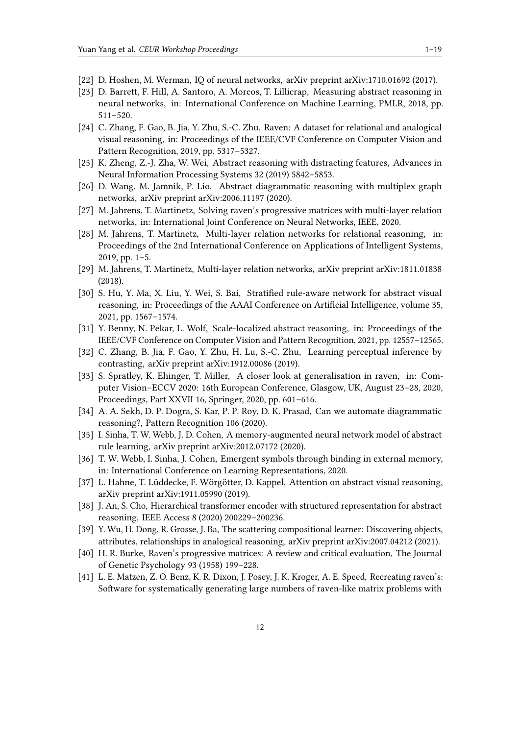[22] D. Hoshen, M. Werman, IQ of neural networks, arXiv preprint arXiv:1710.01692 (2017).

[23] D. Barrett, F. Hill, A. Santoro, A. Morcos, T. Lillicrap, Measuring abstract reasoning in neural networks, in: International Conference on Machine Learning, PMLR, 2018, pp. 511–520.

[24] C. Zhang, F. Gao, B. Jia, Y. Zhu, S.-C. Zhu, Raven: A dataset for relational and analogical visual reasoning, in: Proceedings of the IEEE/CVF Conference on Computer Vision and Pattern Recognition, 2019, pp. 5317–5327.

[25] K. Zheng, Z.-J. Zha, W. Wei, Abstract reasoning with distracting features, Advances in Neural Information Processing Systems 32 (2019) 5842–5853.

[26] D. Wang, M. Jamnik, P. Lio, Abstract diagrammatic reasoning with multiplex graph networks, arXiv preprint arXiv:2006.11197 (2020).

[27] M. Jahrens, T. Martinetz, Solving raven's progressive matrices with multi-layer relation networks, in: International Joint Conference on Neural Networks, IEEE, 2020.

[28] M. Jahrens, T. Martinetz, Multi-layer relation networks for relational reasoning, in: Proceedings of the 2nd International Conference on Applications of Intelligent Systems, 2019, pp. 1–5.

[29] M. Jahrens, T. Martinetz, Multi-layer relation networks, arXiv preprint arXiv:1811.01838 (2018).

[30] S. Hu, Y. Ma, X. Liu, Y. Wei, S. Bai, Stratified rule-aware network for abstract visual reasoning, in: Proceedings of the AAAI Conference on Artificial Intelligence, volume 35, 2021, pp. 1567–1574.

[31] Y. Benny, N. Pekar, L. Wolf, Scale-localized abstract reasoning, in: Proceedings of the IEEE/CVF Conference on Computer Vision and Pattern Recognition, 2021, pp. 12557–12565.

[32] C. Zhang, B. Jia, F. Gao, Y. Zhu, H. Lu, S.-C. Zhu, Learning perceptual inference by contrasting, arXiv preprint arXiv:1912.00086 (2019).

[33] S. Spratley, K. Ehinger, T. Miller, A closer look at generalisation in raven, in: Computer Vision–ECCV 2020: 16th European Conference, Glasgow, UK, August 23–28, 2020, Proceedings, Part XXVII 16, Springer, 2020, pp. 601–616.

[34] A. A. Sekh, D. P. Dogra, S. Kar, P. P. Roy, D. K. Prasad, Can we automate diagrammatic reasoning?, Pattern Recognition 106 (2020).

[35] I. Sinha, T. W. Webb, J. D. Cohen, A memory-augmented neural network model of abstract rule learning, arXiv preprint arXiv:2012.07172 (2020).

[36] T. W. Webb, I. Sinha, J. Cohen, Emergent symbols through binding in external memory, in: International Conference on Learning Representations, 2020.

[37] L. Hahne, T. Lüddecke, F. Wörgötter, D. Kappel, Attention on abstract visual reasoning, arXiv preprint arXiv:1911.05990 (2019).

[38] J. An, S. Cho, Hierarchical transformer encoder with structured representation for abstract reasoning, IEEE Access 8 (2020) 200229–200236.

[39] Y. Wu, H. Dong, R. Grosse, J. Ba, The scattering compositional learner: Discovering objects, attributes, relationships in analogical reasoning, arXiv preprint arXiv:2007.04212 (2021).

[40] H. R. Burke, Raven's progressive matrices: A review and critical evaluation, The Journal of Genetic Psychology 93 (1958) 199–228.

[41] L. E. Matzen, Z. O. Benz, K. R. Dixon, J. Posey, J. K. Kroger, A. E. Speed, Recreating raven's: Software for systematically generating large numbers of raven-like matrix problems with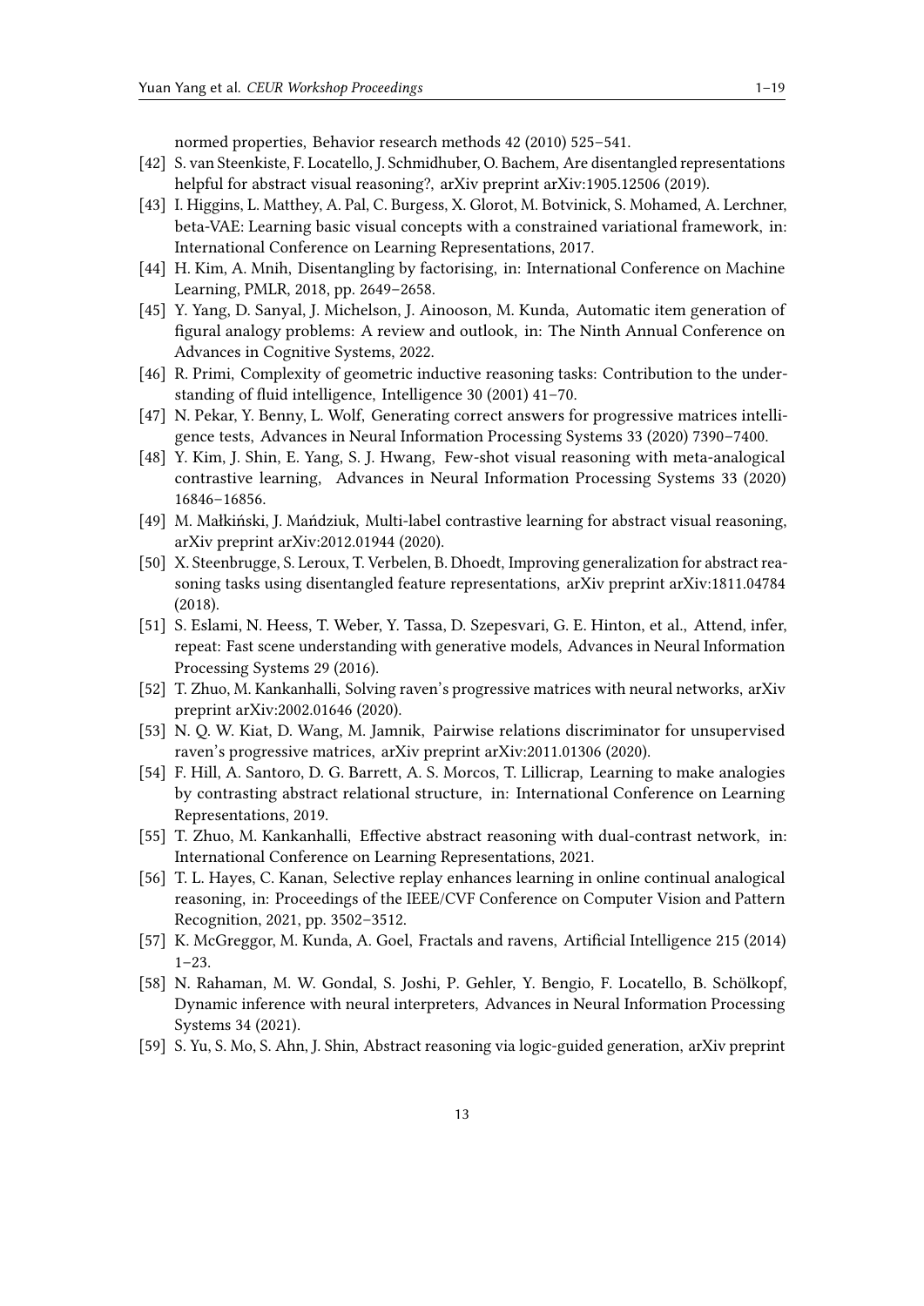normed properties, Behavior research methods 42 (2010) 525–541.

[42] S. van Steenkiste, F. Locatello, J. Schmidhuber, O. Bachem, Are disentangled representations helpful for abstract visual reasoning?, arXiv preprint arXiv:1905.12506 (2019).

[43] I. Higgins, L. Matthey, A. Pal, C. Burgess, X. Glorot, M. Botvinick, S. Mohamed, A. Lerchner, beta-VAE: Learning basic visual concepts with a constrained variational framework, in: International Conference on Learning Representations, 2017.

[44] H. Kim, A. Mnih, Disentangling by factorising, in: International Conference on Machine Learning, PMLR, 2018, pp. 2649–2658.

[45] Y. Yang, D. Sanyal, J. Michelson, J. Ainooson, M. Kunda, Automatic item generation of figural analogy problems: A review and outlook, in: The Ninth Annual Conference on Advances in Cognitive Systems, 2022.

[46] R. Primi, Complexity of geometric inductive reasoning tasks: Contribution to the understanding of fluid intelligence, Intelligence 30 (2001) 41–70.

[47] N. Pekar, Y. Benny, L. Wolf, Generating correct answers for progressive matrices intelligence tests, Advances in Neural Information Processing Systems 33 (2020) 7390–7400.

[48] Y. Kim, J. Shin, E. Yang, S. J. Hwang, Few-shot visual reasoning with meta-analogical contrastive learning, Advances in Neural Information Processing Systems 33 (2020) 16846–16856.

[49] M. Małkiński, J. Mańdziuk, Multi-label contrastive learning for abstract visual reasoning, arXiv preprint arXiv:2012.01944 (2020).

[50] X. Steenbrugge, S. Leroux, T. Verbelen, B. Dhoedt, Improving generalization for abstract reasoning tasks using disentangled feature representations, arXiv preprint arXiv:1811.04784 (2018).

[51] S. Eslami, N. Heess, T. Weber, Y. Tassa, D. Szepesvari, G. E. Hinton, et al., Attend, infer, repeat: Fast scene understanding with generative models, Advances in Neural Information Processing Systems 29 (2016).

[52] T. Zhuo, M. Kankanhalli, Solving raven's progressive matrices with neural networks, arXiv preprint arXiv:2002.01646 (2020).

[53] N. Q. W. Kiat, D. Wang, M. Jamnik, Pairwise relations discriminator for unsupervised raven's progressive matrices, arXiv preprint arXiv:2011.01306 (2020).

[54] F. Hill, A. Santoro, D. G. Barrett, A. S. Morcos, T. Lillicrap, Learning to make analogies by contrasting abstract relational structure, in: International Conference on Learning Representations, 2019.

[55] T. Zhuo, M. Kankanhalli, Effective abstract reasoning with dual-contrast network, in: International Conference on Learning Representations, 2021.

[56] T. L. Hayes, C. Kanan, Selective replay enhances learning in online continual analogical reasoning, in: Proceedings of the IEEE/CVF Conference on Computer Vision and Pattern Recognition, 2021, pp. 3502–3512.

[57] K. McGreggor, M. Kunda, A. Goel, Fractals and ravens, Artificial Intelligence 215 (2014) 1–23.

[58] N. Rahaman, M. W. Gondal, S. Joshi, P. Gehler, Y. Bengio, F. Locatello, B. Schölkopf, Dynamic inference with neural interpreters, Advances in Neural Information Processing Systems 34 (2021).

[59] S. Yu, S. Mo, S. Ahn, J. Shin, Abstract reasoning via logic-guided generation, arXiv preprint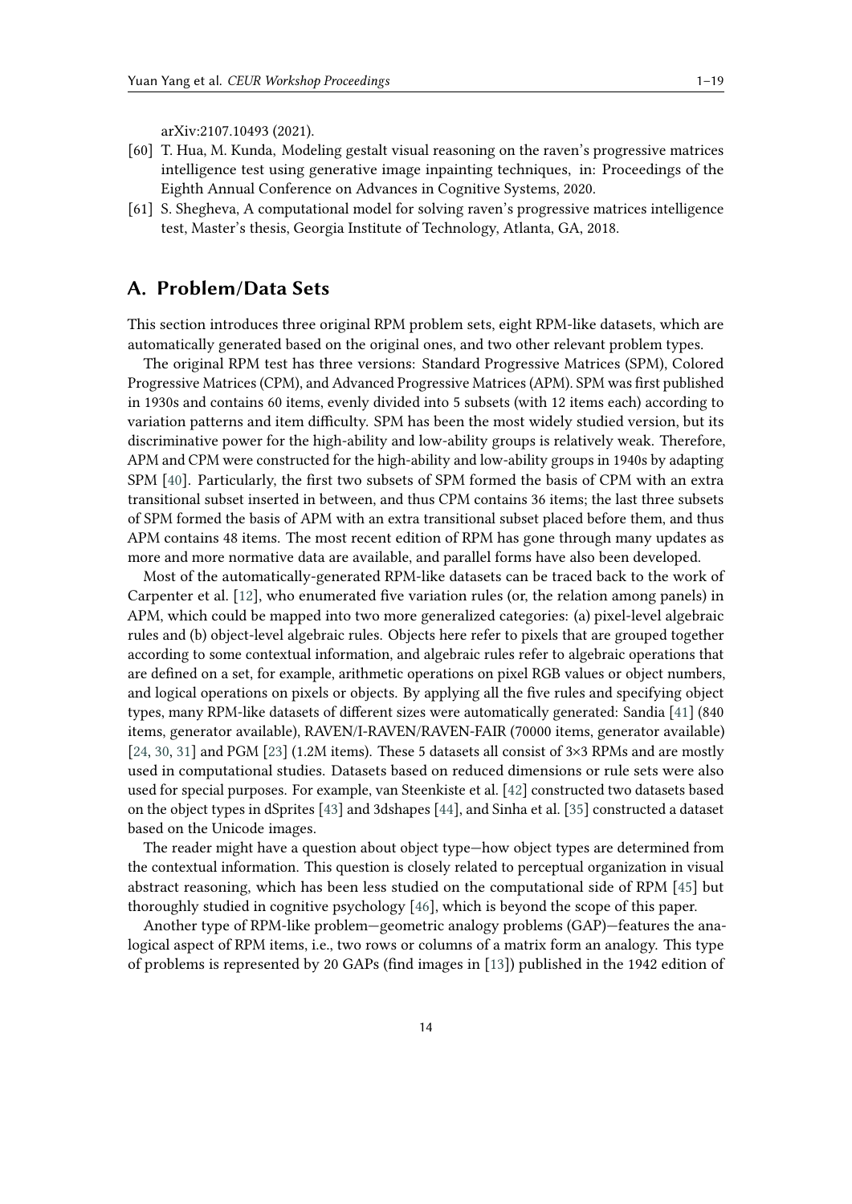arXiv:2107.10493 (2021).

[60] T. Hua, M. Kunda, Modeling gestalt visual reasoning on the raven's progressive matrices intelligence test using generative image inpainting techniques, in: Proceedings of the Eighth Annual Conference on Advances in Cognitive Systems, 2020.

[61] S. Shegheva, A computational model for solving raven's progressive matrices intelligence test, Master's thesis, Georgia Institute of Technology, Atlanta, GA, 2018.

## A. Problem/Data Sets

This section introduces three original RPM problem sets, eight RPM-like datasets, which are automatically generated based on the original ones, and two other relevant problem types.

The original RPM test has three versions: Standard Progressive Matrices (SPM), Colored Progressive Matrices (CPM), and Advanced Progressive Matrices (APM). SPM was first published in 1930s and contains 60 items, evenly divided into 5 subsets (with 12 items each) according to variation patterns and item difficulty. SPM has been the most widely studied version, but its discriminative power for the high-ability and low-ability groups is relatively weak. Therefore, APM and CPM were constructed for the high-ability and low-ability groups in 1940s by adapting SPM [40]. Particularly, the first two subsets of SPM formed the basis of CPM with an extra transitional subset inserted in between, and thus CPM contains 36 items; the last three subsets of SPM formed the basis of APM with an extra transitional subset placed before them, and thus APM contains 48 items. The most recent edition of RPM has gone through many updates as more and more normative data are available, and parallel forms have also been developed.

Most of the automatically-generated RPM-like datasets can be traced back to the work of Carpenter et al. [12], who enumerated five variation rules (or, the relation among panels) in APM, which could be mapped into two more generalized categories: (a) pixel-level algebraic rules and (b) object-level algebraic rules. Objects here refer to pixels that are grouped together according to some contextual information, and algebraic rules refer to algebraic operations that are defined on a set, for example, arithmetic operations on pixel RGB values or object numbers, and logical operations on pixels or objects. By applying all the five rules and specifying object types, many RPM-like datasets of different sizes were automatically generated: Sandia [41] (840 items, generator available), RAVEN/I-RAVEN/RAVEN-FAIR (70000 items, generator available) [24, 30, 31] and PGM [23] (1.2M items). These 5 datasets all consist of 3×3 RPMs and are mostly used in computational studies. Datasets based on reduced dimensions or rule sets were also used for special purposes. For example, van Steenkiste et al. [42] constructed two datasets based on the object types in dSprites [43] and 3dshapes [44], and Sinha et al. [35] constructed a dataset based on the Unicode images.

The reader might have a question about object type—how object types are determined from the contextual information. This question is closely related to perceptual organization in visual abstract reasoning, which has been less studied on the computational side of RPM [45] but thoroughly studied in cognitive psychology [46], which is beyond the scope of this paper.

Another type of RPM-like problem—geometric analogy problems (GAP)—features the analogical aspect of RPM items, i.e., two rows or columns of a matrix form an analogy. This type of problems is represented by 20 GAPs (find images in [13]) published in the 1942 edition of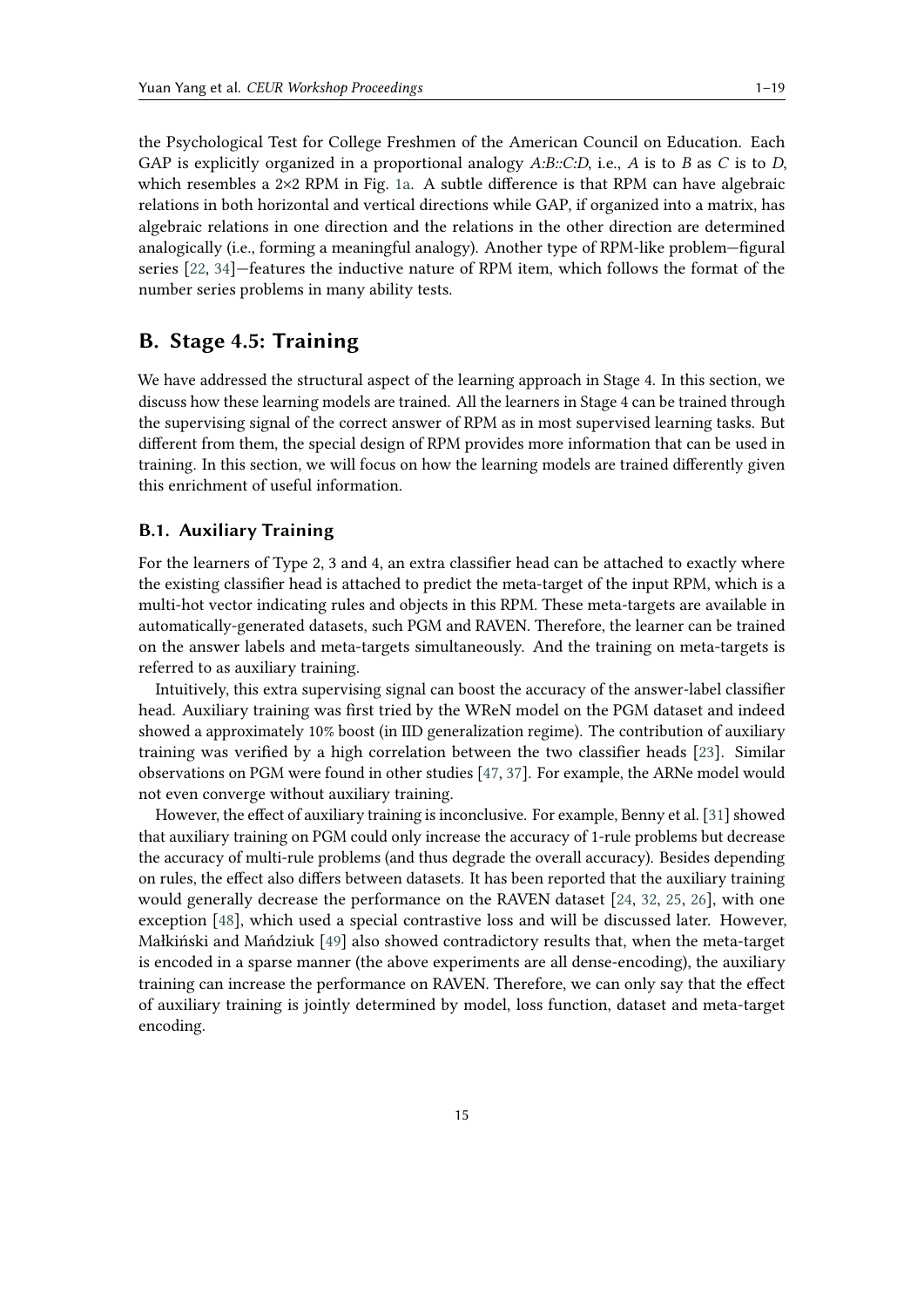the Psychological Test for College Freshmen of the American Council on Education. Each GAP is explicitly organized in a proportional analogy *A:B::C:D*, i.e., *A* is to *B* as *C* is to *D*, which resembles a 2×2 RPM in Fig. 1a. A subtle difference is that RPM can have algebraic relations in both horizontal and vertical directions while GAP, if organized into a matrix, has algebraic relations in one direction and the relations in the other direction are determined analogically (i.e., forming a meaningful analogy). Another type of RPM-like problem—figural series [22, 34]—features the inductive nature of RPM item, which follows the format of the number series problems in many ability tests.

## B. Stage 4.5: Training

We have addressed the structural aspect of the learning approach in Stage 4. In this section, we discuss how these learning models are trained. All the learners in Stage 4 can be trained through the supervising signal of the correct answer of RPM as in most supervised learning tasks. But different from them, the special design of RPM provides more information that can be used in training. In this section, we will focus on how the learning models are trained differently given this enrichment of useful information.

### B.1. Auxiliary Training

For the learners of Type 2, 3 and 4, an extra classifier head can be attached to exactly where the existing classifier head is attached to predict the meta-target of the input RPM, which is a multi-hot vector indicating rules and objects in this RPM. These meta-targets are available in automatically-generated datasets, such PGM and RAVEN. Therefore, the learner can be trained on the answer labels and meta-targets simultaneously. And the training on meta-targets is referred to as auxiliary training.

Intuitively, this extra supervising signal can boost the accuracy of the answer-label classifier head. Auxiliary training was first tried by the WReN model on the PGM dataset and indeed showed a approximately 10% boost (in IID generalization regime). The contribution of auxiliary training was verified by a high correlation between the two classifier heads [23]. Similar observations on PGM were found in other studies [47, 37]. For example, the ARNe model would not even converge without auxiliary training.

However, the effect of auxiliary training is inconclusive. For example, Benny et al. [31] showed that auxiliary training on PGM could only increase the accuracy of 1-rule problems but decrease the accuracy of multi-rule problems (and thus degrade the overall accuracy). Besides depending on rules, the effect also differs between datasets. It has been reported that the auxiliary training would generally decrease the performance on the RAVEN dataset [24, 32, 25, 26], with one exception [48], which used a special contrastive loss and will be discussed later. However, Małkiński and Mańdziuk [49] also showed contradictory results that, when the meta-target is encoded in a sparse manner (the above experiments are all dense-encoding), the auxiliary training can increase the performance on RAVEN. Therefore, we can only say that the effect of auxiliary training is jointly determined by model, loss function, dataset and meta-target encoding.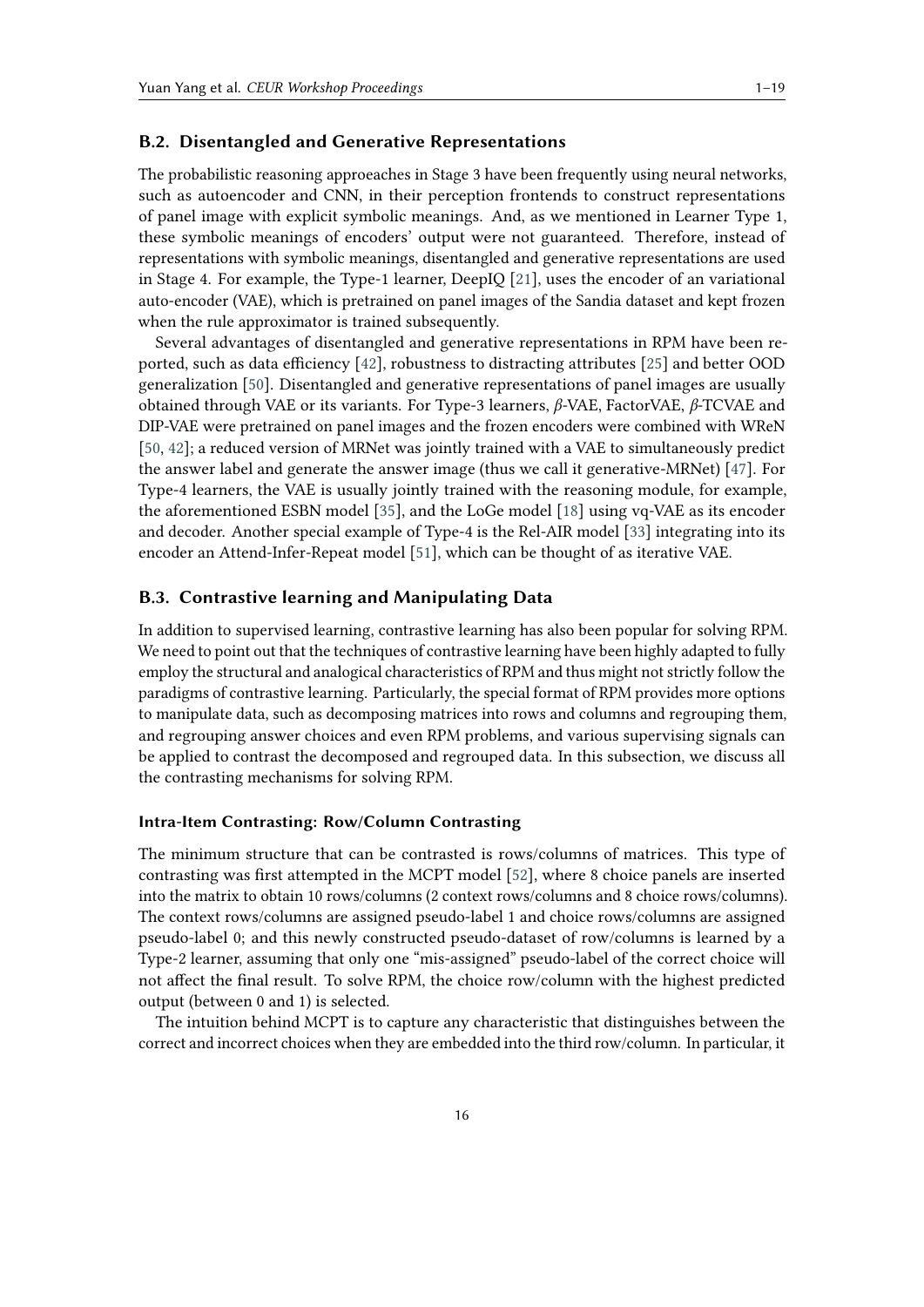## B.2. Disentangled and Generative Representations

The probabilistic reasoning approeaches in Stage 3 have been frequently using neural networks, such as autoencoder and CNN, in their perception frontends to construct representations of panel image with explicit symbolic meanings. And, as we mentioned in Learner Type 1, these symbolic meanings of encoders' output were not guaranteed. Therefore, instead of representations with symbolic meanings, disentangled and generative representations are used in Stage 4. For example, the Type-1 learner, DeepIQ [21], uses the encoder of an variational auto-encoder (VAE), which is pretrained on panel images of the Sandia dataset and kept frozen when the rule approximator is trained subsequently.

Several advantages of disentangled and generative representations in RPM have been reported, such as data efficiency [42], robustness to distracting attributes [25] and better OOD generalization [50]. Disentangled and generative representations of panel images are usually obtained through VAE or its variants. For Type-3 learners, $\beta$-VAE, FactorVAE, $\beta$-TCVAE and DIP-VAE were pretrained on panel images and the frozen encoders were combined with WReN [50, 42]; a reduced version of MRNet was jointly trained with a VAE to simultaneously predict the answer label and generate the answer image (thus we call it generative-MRNet) [47]. For Type-4 learners, the VAE is usually jointly trained with the reasoning module, for example, the aforementioned ESBN model [35], and the LoGe model [18] using vq-VAE as its encoder and decoder. Another special example of Type-4 is the Rel-AIR model [33] integrating into its encoder an Attend-Infer-Repeat model [51], which can be thought of as iterative VAE.

## B.3. Contrastive learning and Manipulating Data

In addition to supervised learning, contrastive learning has also been popular for solving RPM. We need to point out that the techniques of contrastive learning have been highly adapted to fully employ the structural and analogical characteristics of RPM and thus might not strictly follow the paradigms of contrastive learning. Particularly, the special format of RPM provides more options to manipulate data, such as decomposing matrices into rows and columns and regrouping them, and regrouping answer choices and even RPM problems, and various supervising signals can be applied to contrast the decomposed and regrouped data. In this subsection, we discuss all the contrasting mechanisms for solving RPM.

#### Intra-Item Contrasting: Row/Column Contrasting

The minimum structure that can be contrasted is rows/columns of matrices. This type of contrasting was first attempted in the MCPT model [52], where 8 choice panels are inserted into the matrix to obtain 10 rows/columns (2 context rows/columns and 8 choice rows/columns). The context rows/columns are assigned pseudo-label 1 and choice rows/columns are assigned pseudo-label 0; and this newly constructed pseudo-dataset of row/columns is learned by a Type-2 learner, assuming that only one "mis-assigned" pseudo-label of the correct choice will not affect the final result. To solve RPM, the choice row/column with the highest predicted output (between 0 and 1) is selected.

The intuition behind MCPT is to capture any characteristic that distinguishes between the correct and incorrect choices when they are embedded into the third row/column. In particular, it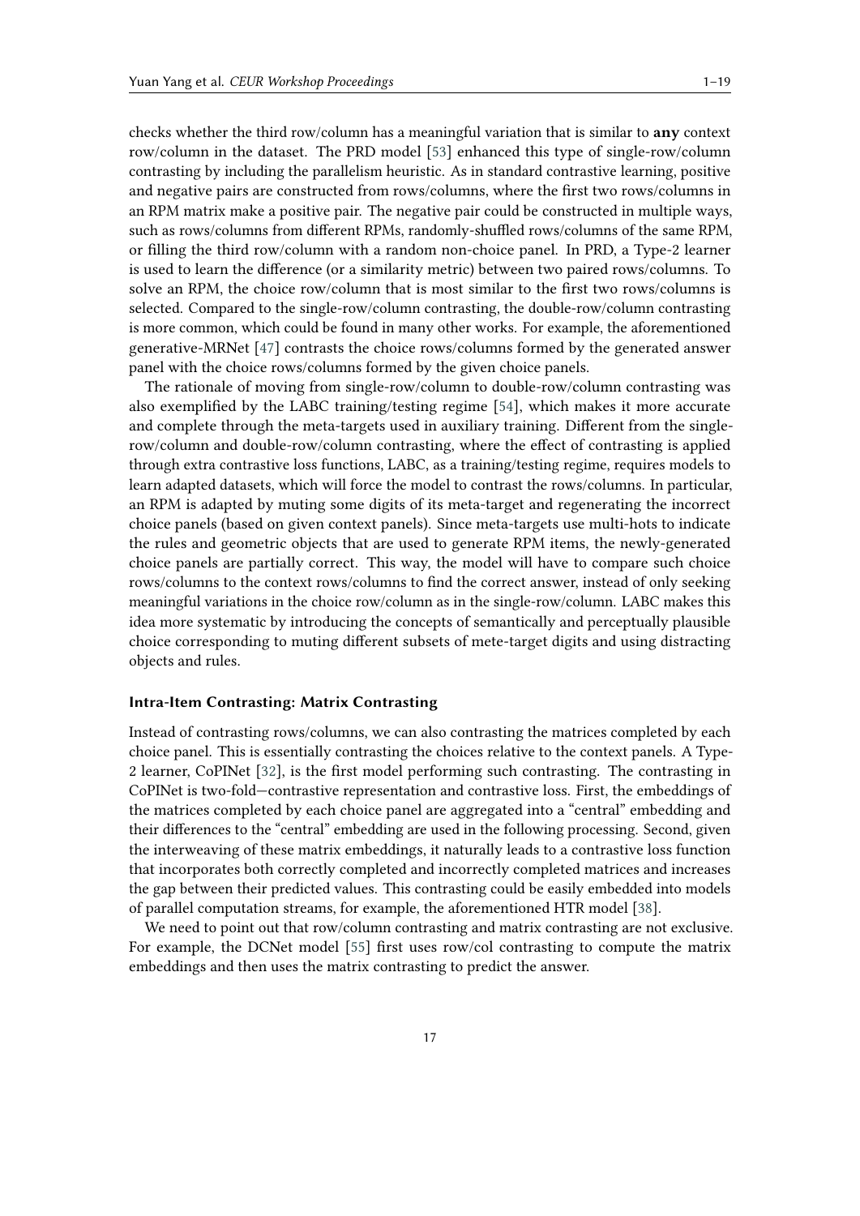checks whether the third row/column has a meaningful variation that is similar to **any** context row/column in the dataset. The PRD model [53] enhanced this type of single-row/column contrasting by including the parallelism heuristic. As in standard contrastive learning, positive and negative pairs are constructed from rows/columns, where the first two rows/columns in an RPM matrix make a positive pair. The negative pair could be constructed in multiple ways, such as rows/columns from different RPMs, randomly-shuffled rows/columns of the same RPM, or filling the third row/column with a random non-choice panel. In PRD, a Type-2 learner is used to learn the difference (or a similarity metric) between two paired rows/columns. To solve an RPM, the choice row/column that is most similar to the first two rows/columns is selected. Compared to the single-row/column contrasting, the double-row/column contrasting is more common, which could be found in many other works. For example, the aforementioned generative-MRNet [47] contrasts the choice rows/columns formed by the generated answer panel with the choice rows/columns formed by the given choice panels.

The rationale of moving from single-row/column to double-row/column contrasting was also exemplified by the LABC training/testing regime [54], which makes it more accurate and complete through the meta-targets used in auxiliary training. Different from the single-row/column and double-row/column contrasting, where the effect of contrasting is applied through extra contrastive loss functions, LABC, as a training/testing regime, requires models to learn adapted datasets, which will force the model to contrast the rows/columns. In particular, an RPM is adapted by muting some digits of its meta-target and regenerating the incorrect choice panels (based on given context panels). Since meta-targets use multi-hots to indicate the rules and geometric objects that are used to generate RPM items, the newly-generated choice panels are partially correct. This way, the model will have to compare such choice rows/columns to the context rows/columns to find the correct answer, instead of only seeking meaningful variations in the choice row/column as in the single-row/column. LABC makes this idea more systematic by introducing the concepts of semantically and perceptually plausible choice corresponding to muting different subsets of mete-target digits and using distracting objects and rules.

#### Intra-Item Contrasting: Matrix Contrasting

Instead of contrasting rows/columns, we can also contrasting the matrices completed by each choice panel. This is essentially contrasting the choices relative to the context panels. A Type-2 learner, CoPINet [32], is the first model performing such contrasting. The contrasting in CoPINet is two-fold—contrastive representation and contrastive loss. First, the embeddings of the matrices completed by each choice panel are aggregated into a "central" embedding and their differences to the "central" embedding are used in the following processing. Second, given the interweaving of these matrix embeddings, it naturally leads to a contrastive loss function that incorporates both correctly completed and incorrectly completed matrices and increases the gap between their predicted values. This contrasting could be easily embedded into models of parallel computation streams, for example, the aforementioned HTR model [38].

We need to point out that row/column contrasting and matrix contrasting are not exclusive. For example, the DCNet model [55] first uses row/col contrasting to compute the matrix embeddings and then uses the matrix contrasting to predict the answer.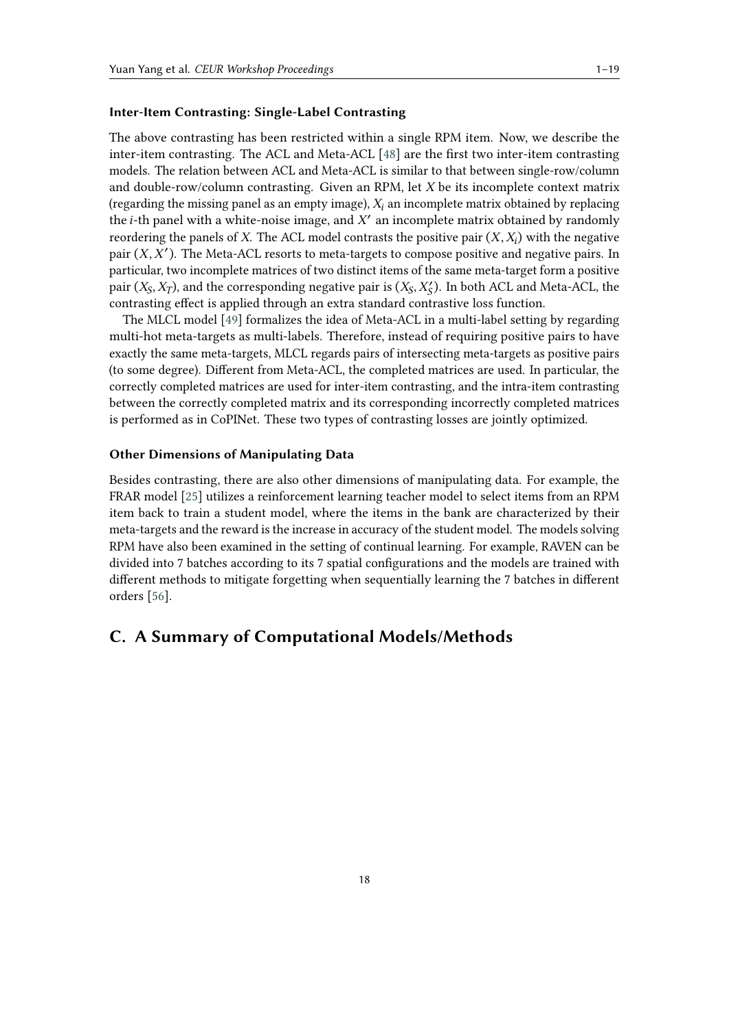#### Inter-Item Contrasting: Single-Label Contrasting

The above contrasting has been restricted within a single RPM item. Now, we describe the inter-item contrasting. The ACL and Meta-ACL [48] are the first two inter-item contrasting models. The relation between ACL and Meta-ACL is similar to that between single-row/column and double-row/column contrasting. Given an RPM, let $X$ be its incomplete context matrix (regarding the missing panel as an empty image), $X_i$ an incomplete matrix obtained by replacing the $i$-th panel with a white-noise image, and $X'$ an incomplete matrix obtained by randomly reordering the panels of $X$. The ACL model contrasts the positive pair $(X, X_i)$ with the negative pair $(X, X')$. The Meta-ACL resorts to meta-targets to compose positive and negative pairs. In particular, two incomplete matrices of two distinct items of the same meta-target form a positive pair $(X_S, X_T)$, and the corresponding negative pair is $(X_S, X_S')$. In both ACL and Meta-ACL, the contrasting effect is applied through an extra standard contrastive loss function.

The MLCL model [49] formalizes the idea of Meta-ACL in a multi-label setting by regarding multi-hot meta-targets as multi-labels. Therefore, instead of requiring positive pairs to have exactly the same meta-targets, MLCL regards pairs of intersecting meta-targets as positive pairs (to some degree). Different from Meta-ACL, the completed matrices are used. In particular, the correctly completed matrices are used for inter-item contrasting, and the intra-item contrasting between the correctly completed matrix and its corresponding incorrectly completed matrices is performed as in CoPINet. These two types of contrasting losses are jointly optimized.

#### Other Dimensions of Manipulating Data

Besides contrasting, there are also other dimensions of manipulating data. For example, the FRAR model [25] utilizes a reinforcement learning teacher model to select items from an RPM item back to train a student model, where the items in the bank are characterized by their meta-targets and the reward is the increase in accuracy of the student model. The models solving RPM have also been examined in the setting of continual learning. For example, RAVEN can be divided into 7 batches according to its 7 spatial configurations and the models are trained with different methods to mitigate forgetting when sequentially learning the 7 batches in different orders [56].

## C. A Summary of Computational Models/Methods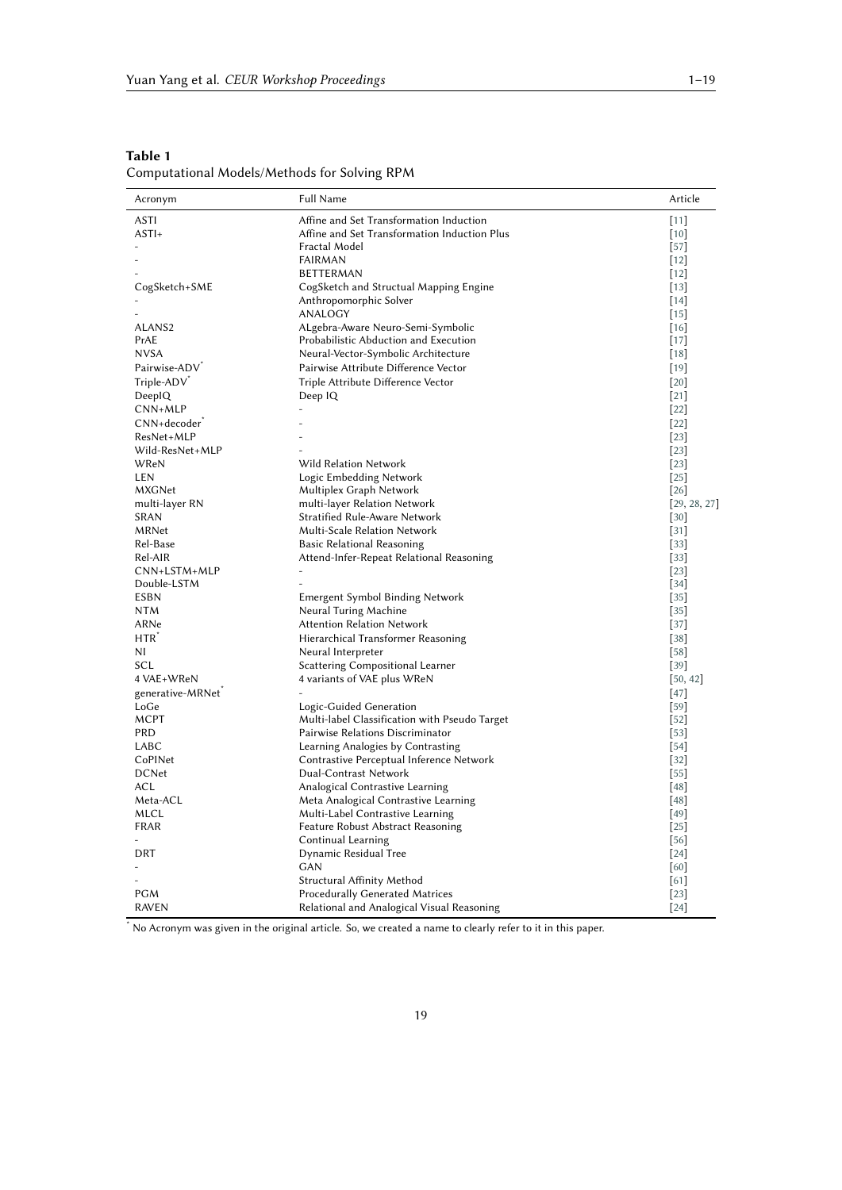**Table 1**
Computational Models/Methods for Solving RPM

| Acronym | Full Name | Article |
|---|---|---|
| ASTI | Affine and Set Transformation Induction | [11] |
| ASTI+ | Affine and Set Transformation Induction Plus | [10] |
| - | Fractal Model | [57] |
| - | FAIRMAN | [12] |
| - | BETTERMAN | [12] |
| CogSketch+SME | CogSketch and Structual Mapping Engine | [13] |
| - | Anthropomorphic Solver | [14] |
| - | ANALOGY | [15] |
| ALANS2 | ALgebra-Aware Neuro-Semi-Symbolic | [16] |
| PrAE | Probabilistic Abduction and Execution | [17] |
| NVSA | Neural-Vector-Symbolic Architecture | [18] |
| Pairwise-ADV* | Pairwise Attribute Difference Vector | [19] |
| Triple-ADV* | Triple Attribute Difference Vector | [20] |
| DeepIQ | Deep IQ | [21] |
| CNN+MLP | - | [22] |
| CNN+decoder* | - | [22] |
| ResNet+MLP | - | [23] |
| Wild-ResNet+MLP | - | [23] |
| WReN | Wild Relation Network | [23] |
| LEN | Logic Embedding Network | [25] |
| MXGNet | Multiplex Graph Network | [26] |
| multi-layer RN | multi-layer Relation Network | [29, 28, 27] |
| SRAN | Stratified Rule-Aware Network | [30] |
| MRNet | Multi-Scale Relation Network | [31] |
| Rel-Base | Basic Relational Reasoning | [33] |
| Rel-AIR | Attend-Infer-Repeat Relational Reasoning | [33] |
| CNN+LSTM+MLP | - | [23] |
| Double-LSTM | - | [34] |
| ESBN | Emergent Symbol Binding Network | [35] |
| NTM | Neural Turing Machine | [35] |
| ARNe | Attention Relation Network | [37] |
| HTR* | Hierarchical Transformer Reasoning | [38] |
| NI | Neural Interpreter | [58] |
| SCL | Scattering Compositional Learner | [39] |
| 4 VAE+WReN | 4 variants of VAE plus WReN | [50, 42] |
| generative-MRNet* | - | [47] |
| LoGe | Logic-Guided Generation | [59] |
| MCPT | Multi-label Classification with Pseudo Target | [52] |
| PRD | Pairwise Relations Discriminator | [53] |
| LABC | Learning Analogies by Contrasting | [54] |
| CoPINet | Contrastive Perceptual Inference Network | [32] |
| DCNet | Dual-Contrast Network | [55] |
| ACL | Analogical Contrastive Learning | [48] |
| Meta-ACL | Meta Analogical Contrastive Learning | [48] |
| MLCL | Multi-Label Contrastive Learning | [49] |
| FRAR | Feature Robust Abstract Reasoning | [25] |
| - | Continual Learning | [56] |
| DRT | Dynamic Residual Tree | [24] |
| - | GAN | [60] |
| - | Structural Affinity Method | [61] |
| PGM | Procedurally Generated Matrices | [23] |
| RAVEN | Relational and Analogical Visual Reasoning | [24] |

\* No Acronym was given in the original article. So, we created a name to clearly refer to it in this paper.